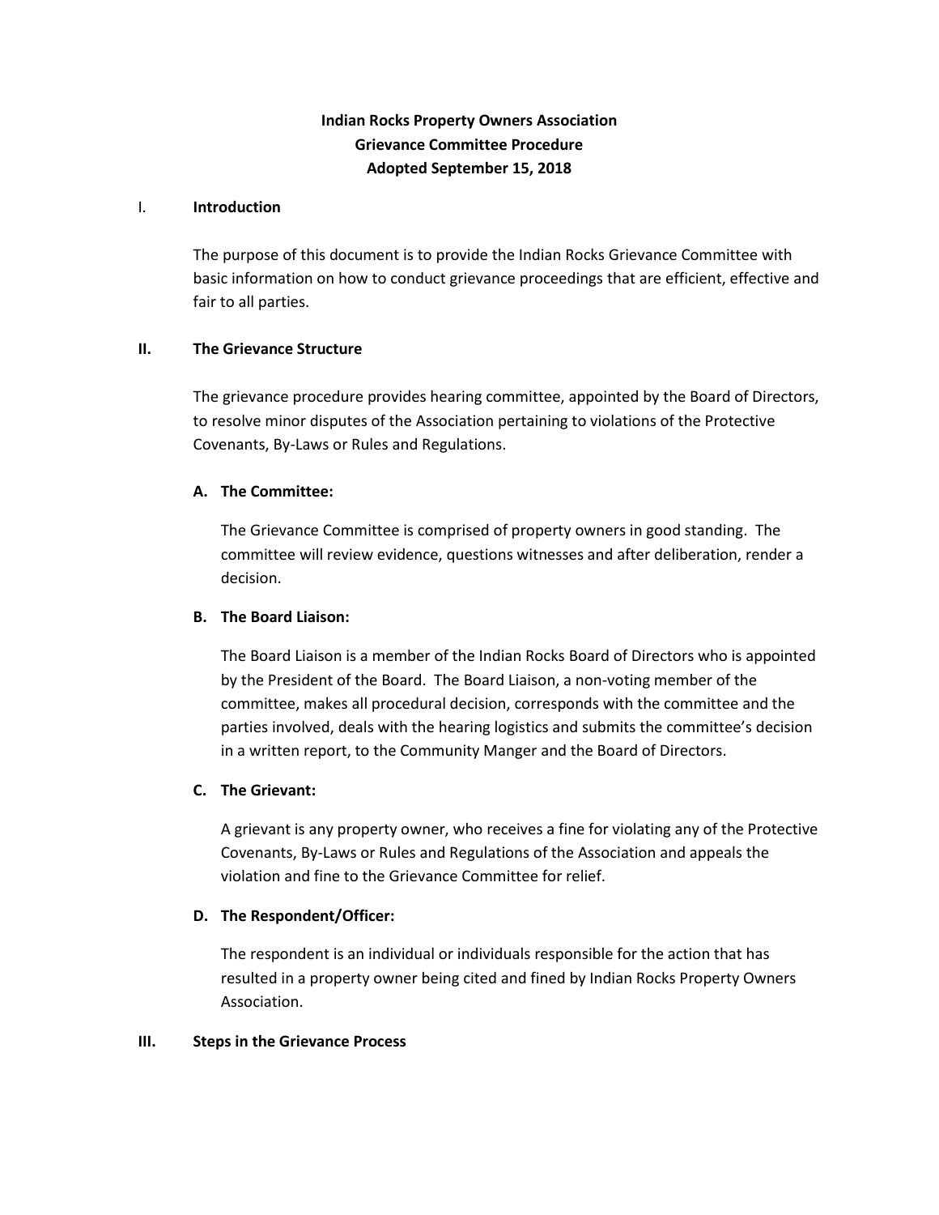**Indian Rocks Property Owners Association**
**Grievance Committee Procedure**
**Adopted September 15, 2018**

## I. Introduction

The purpose of this document is to provide the Indian Rocks Grievance Committee with basic information on how to conduct grievance proceedings that are efficient, effective and fair to all parties.

## II. The Grievance Structure

The grievance procedure provides hearing committee, appointed by the Board of Directors, to resolve minor disputes of the Association pertaining to violations of the Protective Covenants, By-Laws or Rules and Regulations.

### A. The Committee:

The Grievance Committee is comprised of property owners in good standing. The committee will review evidence, questions witnesses and after deliberation, render a decision.

### B. The Board Liaison:

The Board Liaison is a member of the Indian Rocks Board of Directors who is appointed by the President of the Board. The Board Liaison, a non-voting member of the committee, makes all procedural decision, corresponds with the committee and the parties involved, deals with the hearing logistics and submits the committee's decision in a written report, to the Community Manger and the Board of Directors.

### C. The Grievant:

A grievant is any property owner, who receives a fine for violating any of the Protective Covenants, By-Laws or Rules and Regulations of the Association and appeals the violation and fine to the Grievance Committee for relief.

### D. The Respondent/Officer:

The respondent is an individual or individuals responsible for the action that has resulted in a property owner being cited and fined by Indian Rocks Property Owners Association.

## III. Steps in the Grievance Process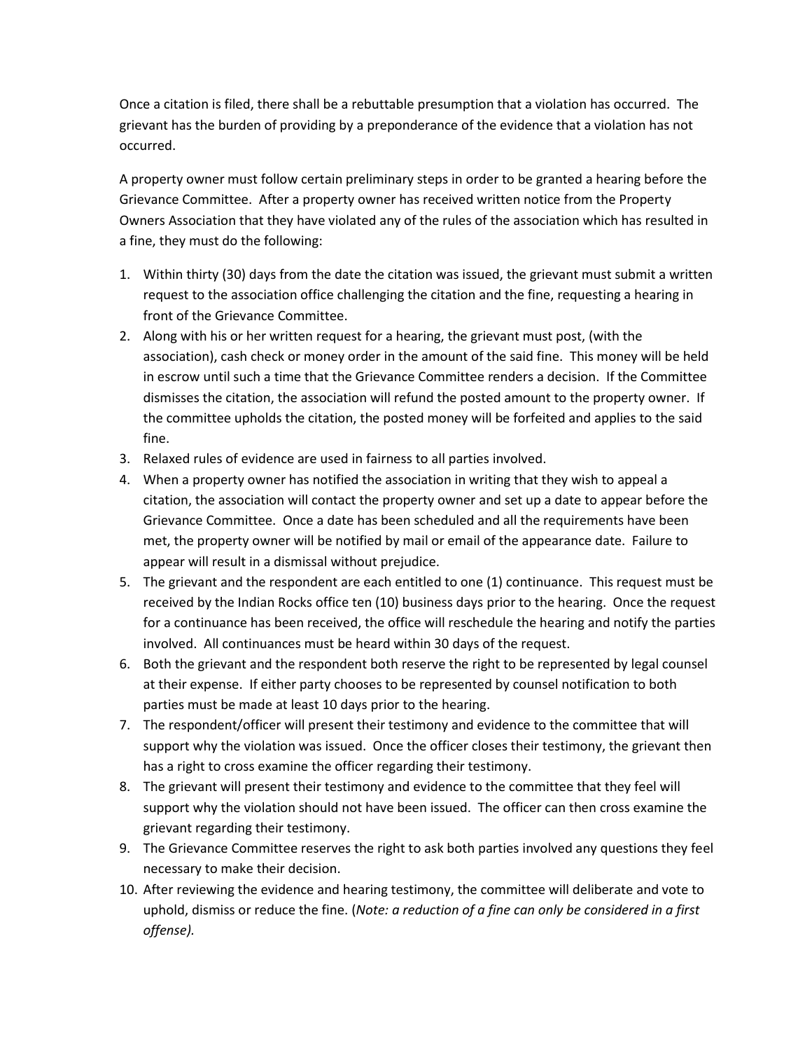Once a citation is filed, there shall be a rebuttable presumption that a violation has occurred. The grievant has the burden of providing by a preponderance of the evidence that a violation has not occurred.

A property owner must follow certain preliminary steps in order to be granted a hearing before the Grievance Committee. After a property owner has received written notice from the Property Owners Association that they have violated any of the rules of the association which has resulted in a fine, they must do the following:

1. Within thirty (30) days from the date the citation was issued, the grievant must submit a written request to the association office challenging the citation and the fine, requesting a hearing in front of the Grievance Committee.
2. Along with his or her written request for a hearing, the grievant must post, (with the association), cash check or money order in the amount of the said fine. This money will be held in escrow until such a time that the Grievance Committee renders a decision. If the Committee dismisses the citation, the association will refund the posted amount to the property owner. If the committee upholds the citation, the posted money will be forfeited and applies to the said fine.
3. Relaxed rules of evidence are used in fairness to all parties involved.
4. When a property owner has notified the association in writing that they wish to appeal a citation, the association will contact the property owner and set up a date to appear before the Grievance Committee. Once a date has been scheduled and all the requirements have been met, the property owner will be notified by mail or email of the appearance date. Failure to appear will result in a dismissal without prejudice.
5. The grievant and the respondent are each entitled to one (1) continuance. This request must be received by the Indian Rocks office ten (10) business days prior to the hearing. Once the request for a continuance has been received, the office will reschedule the hearing and notify the parties involved. All continuances must be heard within 30 days of the request.
6. Both the grievant and the respondent both reserve the right to be represented by legal counsel at their expense. If either party chooses to be represented by counsel notification to both parties must be made at least 10 days prior to the hearing.
7. The respondent/officer will present their testimony and evidence to the committee that will support why the violation was issued. Once the officer closes their testimony, the grievant then has a right to cross examine the officer regarding their testimony.
8. The grievant will present their testimony and evidence to the committee that they feel will support why the violation should not have been issued. The officer can then cross examine the grievant regarding their testimony.
9. The Grievance Committee reserves the right to ask both parties involved any questions they feel necessary to make their decision.
10. After reviewing the evidence and hearing testimony, the committee will deliberate and vote to uphold, dismiss or reduce the fine. (*Note: a reduction of a fine can only be considered in a first offense).*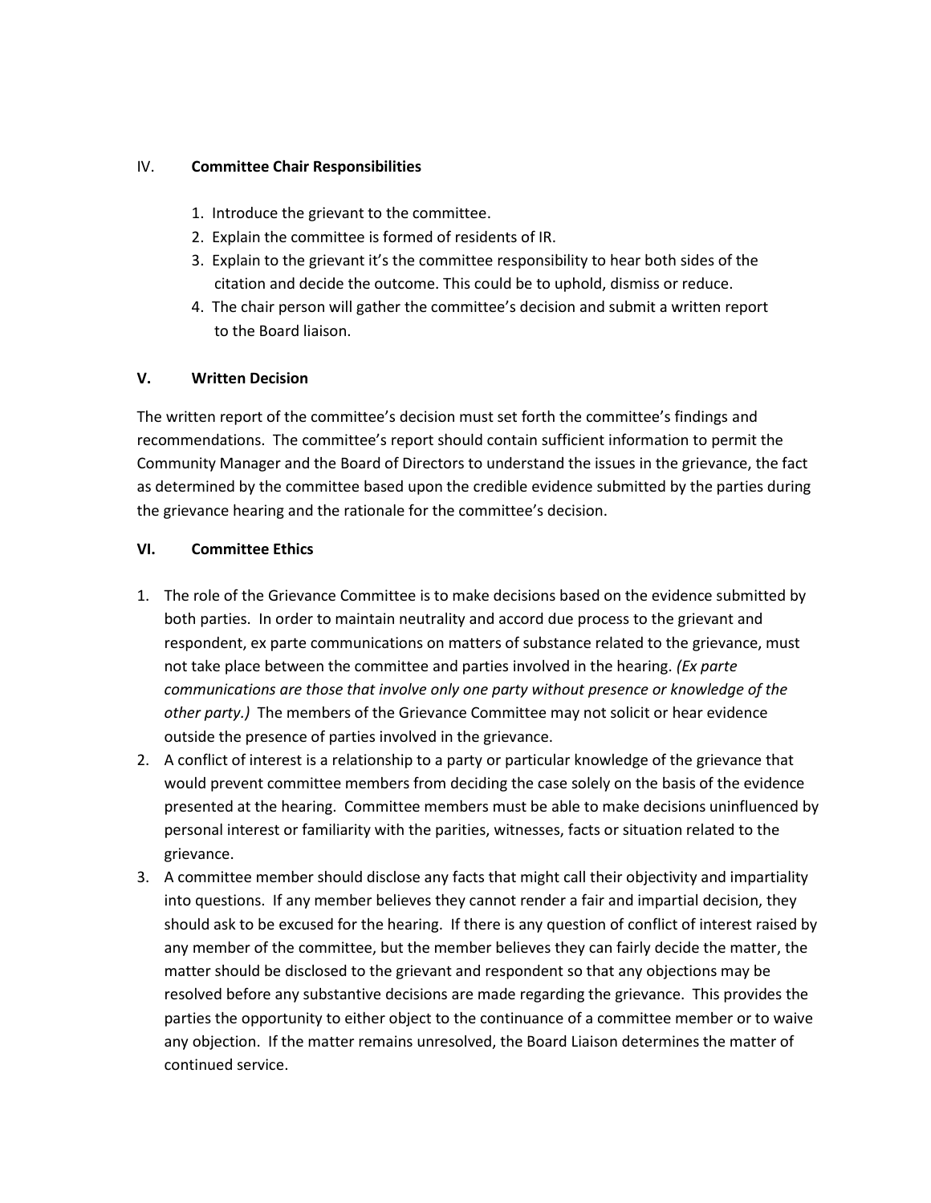## IV. Committee Chair Responsibilities

1. Introduce the grievant to the committee.
2. Explain the committee is formed of residents of IR.
3. Explain to the grievant it's the committee responsibility to hear both sides of the citation and decide the outcome. This could be to uphold, dismiss or reduce.
4. The chair person will gather the committee's decision and submit a written report to the Board liaison.

## V. Written Decision

The written report of the committee's decision must set forth the committee's findings and recommendations. The committee's report should contain sufficient information to permit the Community Manager and the Board of Directors to understand the issues in the grievance, the fact as determined by the committee based upon the credible evidence submitted by the parties during the grievance hearing and the rationale for the committee's decision.

## VI. Committee Ethics

1. The role of the Grievance Committee is to make decisions based on the evidence submitted by both parties. In order to maintain neutrality and accord due process to the grievant and respondent, ex parte communications on matters of substance related to the grievance, must not take place between the committee and parties involved in the hearing. *(Ex parte communications are those that involve only one party without presence or knowledge of the other party.)* The members of the Grievance Committee may not solicit or hear evidence outside the presence of parties involved in the grievance.
2. A conflict of interest is a relationship to a party or particular knowledge of the grievance that would prevent committee members from deciding the case solely on the basis of the evidence presented at the hearing. Committee members must be able to make decisions uninfluenced by personal interest or familiarity with the parities, witnesses, facts or situation related to the grievance.
3. A committee member should disclose any facts that might call their objectivity and impartiality into questions. If any member believes they cannot render a fair and impartial decision, they should ask to be excused for the hearing. If there is any question of conflict of interest raised by any member of the committee, but the member believes they can fairly decide the matter, the matter should be disclosed to the grievant and respondent so that any objections may be resolved before any substantive decisions are made regarding the grievance. This provides the parties the opportunity to either object to the continuance of a committee member or to waive any objection. If the matter remains unresolved, the Board Liaison determines the matter of continued service.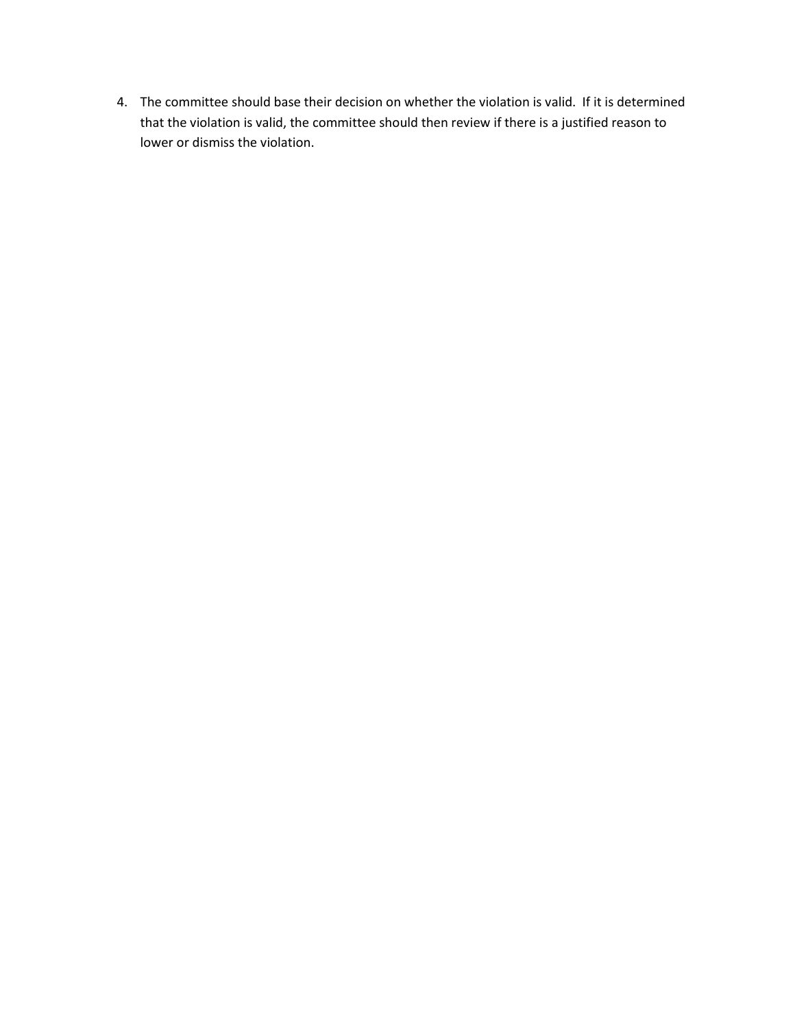4. The committee should base their decision on whether the violation is valid. If it is determined that the violation is valid, the committee should then review if there is a justified reason to lower or dismiss the violation.